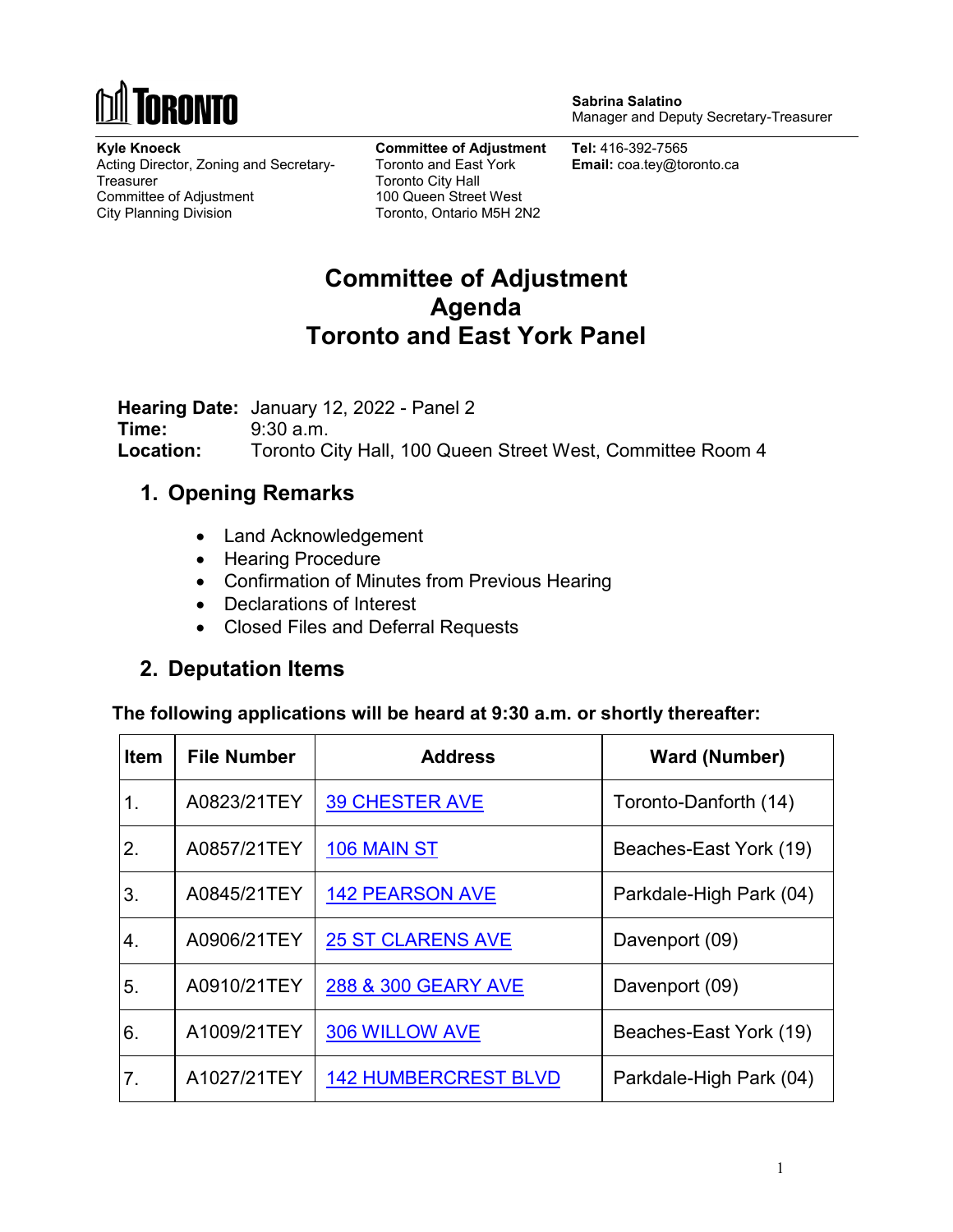TORONTO

**Sabrina Salatino**
Manager and Deputy Secretary-Treasurer

**Kyle Knoeck**
Acting Director, Zoning and Secretary-Treasurer
Committee of Adjustment
City Planning Division

**Committee of Adjustment**
Toronto and East York
Toronto City Hall
100 Queen Street West
Toronto, Ontario M5H 2N2

**Tel:** 416-392-7565
**Email:** coa.tey@toronto.ca

# Committee of Adjustment Agenda Toronto and East York Panel

**Hearing Date:** January 12, 2022 - Panel 2
**Time:** 9:30 a.m.
**Location:** Toronto City Hall, 100 Queen Street West, Committee Room 4

## 1. Opening Remarks

- Land Acknowledgement
- Hearing Procedure
- Confirmation of Minutes from Previous Hearing
- Declarations of Interest
- Closed Files and Deferral Requests

## 2. Deputation Items

**The following applications will be heard at 9:30 a.m. or shortly thereafter:**

| Item | File Number | Address | Ward (Number) |
|---|---|---|---|
| 1. | A0823/21TEY | 39 CHESTER AVE | Toronto-Danforth (14) |
| 2. | A0857/21TEY | 106 MAIN ST | Beaches-East York (19) |
| 3. | A0845/21TEY | 142 PEARSON AVE | Parkdale-High Park (04) |
| 4. | A0906/21TEY | 25 ST CLARENS AVE | Davenport (09) |
| 5. | A0910/21TEY | 288 & 300 GEARY AVE | Davenport (09) |
| 6. | A1009/21TEY | 306 WILLOW AVE | Beaches-East York (19) |
| 7. | A1027/21TEY | 142 HUMBERCREST BLVD | Parkdale-High Park (04) |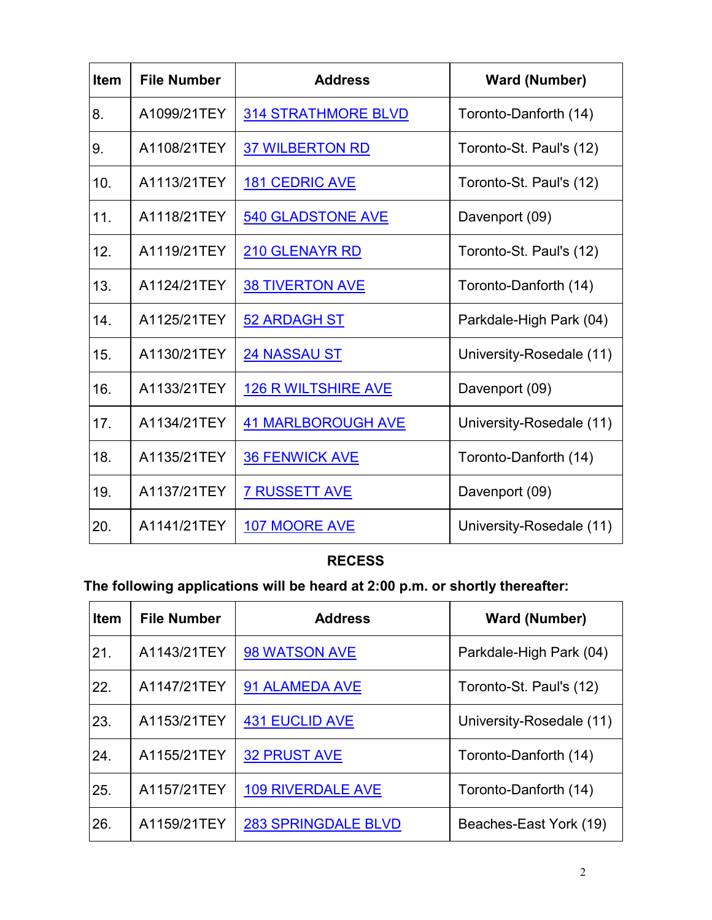| Item | File Number | Address | Ward (Number) |
|---|---|---|---|
| 8. | A1099/21TEY | 314 STRATHMORE BLVD | Toronto-Danforth (14) |
| 9. | A1108/21TEY | 37 WILBERTON RD | Toronto-St. Paul's (12) |
| 10. | A1113/21TEY | 181 CEDRIC AVE | Toronto-St. Paul's (12) |
| 11. | A1118/21TEY | 540 GLADSTONE AVE | Davenport (09) |
| 12. | A1119/21TEY | 210 GLENAYR RD | Toronto-St. Paul's (12) |
| 13. | A1124/21TEY | 38 TIVERTON AVE | Toronto-Danforth (14) |
| 14. | A1125/21TEY | 52 ARDAGH ST | Parkdale-High Park (04) |
| 15. | A1130/21TEY | 24 NASSAU ST | University-Rosedale (11) |
| 16. | A1133/21TEY | 126 R WILTSHIRE AVE | Davenport (09) |
| 17. | A1134/21TEY | 41 MARLBOROUGH AVE | University-Rosedale (11) |
| 18. | A1135/21TEY | 36 FENWICK AVE | Toronto-Danforth (14) |
| 19. | A1137/21TEY | 7 RUSSETT AVE | Davenport (09) |
| 20. | A1141/21TEY | 107 MOORE AVE | University-Rosedale (11) |

**RECESS**

**The following applications will be heard at 2:00 p.m. or shortly thereafter:**

| Item | File Number | Address | Ward (Number) |
|---|---|---|---|
| 21. | A1143/21TEY | 98 WATSON AVE | Parkdale-High Park (04) |
| 22. | A1147/21TEY | 91 ALAMEDA AVE | Toronto-St. Paul's (12) |
| 23. | A1153/21TEY | 431 EUCLID AVE | University-Rosedale (11) |
| 24. | A1155/21TEY | 32 PRUST AVE | Toronto-Danforth (14) |
| 25. | A1157/21TEY | 109 RIVERDALE AVE | Toronto-Danforth (14) |
| 26. | A1159/21TEY | 283 SPRINGDALE BLVD | Beaches-East York (19) |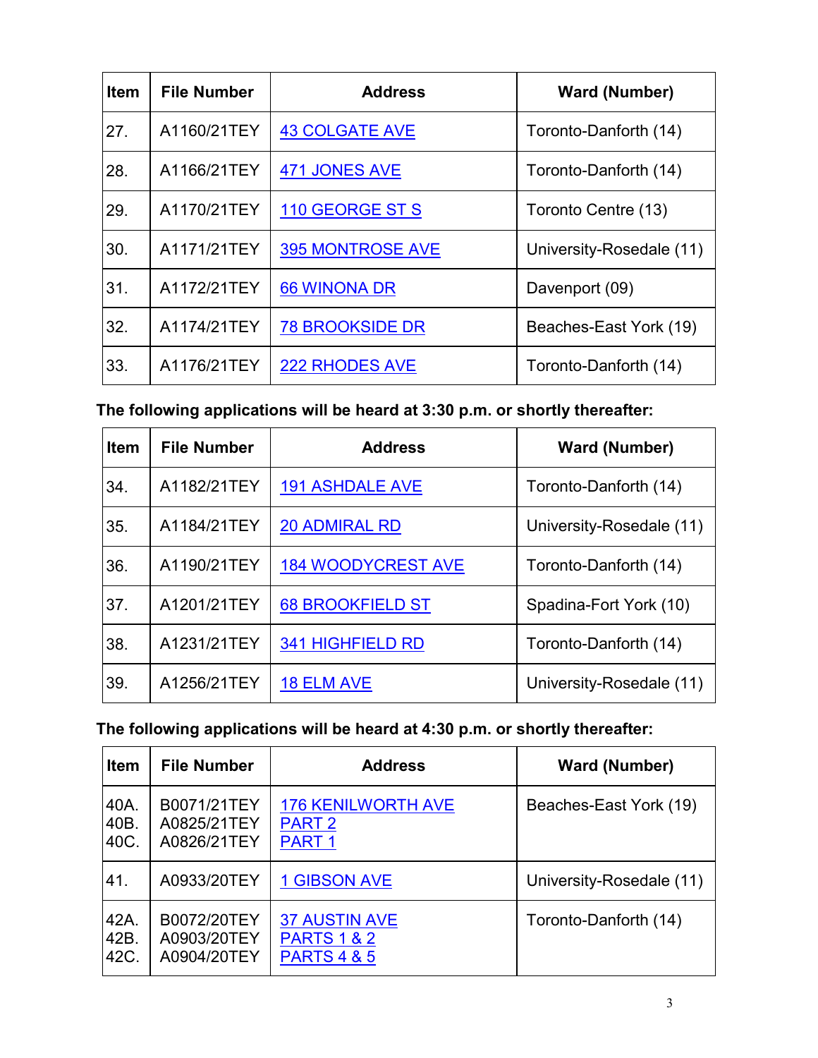| Item | File Number | Address | Ward (Number) |
|---|---|---|---|
| 27. | A1160/21TEY | 43 COLGATE AVE | Toronto-Danforth (14) |
| 28. | A1166/21TEY | 471 JONES AVE | Toronto-Danforth (14) |
| 29. | A1170/21TEY | 110 GEORGE ST S | Toronto Centre (13) |
| 30. | A1171/21TEY | 395 MONTROSE AVE | University-Rosedale (11) |
| 31. | A1172/21TEY | 66 WINONA DR | Davenport (09) |
| 32. | A1174/21TEY | 78 BROOKSIDE DR | Beaches-East York (19) |
| 33. | A1176/21TEY | 222 RHODES AVE | Toronto-Danforth (14) |

**The following applications will be heard at 3:30 p.m. or shortly thereafter:**

| Item | File Number | Address | Ward (Number) |
|---|---|---|---|
| 34. | A1182/21TEY | 191 ASHDALE AVE | Toronto-Danforth (14) |
| 35. | A1184/21TEY | 20 ADMIRAL RD | University-Rosedale (11) |
| 36. | A1190/21TEY | 184 WOODYCREST AVE | Toronto-Danforth (14) |
| 37. | A1201/21TEY | 68 BROOKFIELD ST | Spadina-Fort York (10) |
| 38. | A1231/21TEY | 341 HIGHFIELD RD | Toronto-Danforth (14) |
| 39. | A1256/21TEY | 18 ELM AVE | University-Rosedale (11) |

**The following applications will be heard at 4:30 p.m. or shortly thereafter:**

| Item | File Number | Address | Ward (Number) |
|---|---|---|---|
| 40A.<br>40B.<br>40C. | B0071/21TEY<br>A0825/21TEY<br>A0826/21TEY | 176 KENILWORTH AVE<br>PART 2<br>PART 1 | Beaches-East York (19) |
| 41. | A0933/20TEY | 1 GIBSON AVE | University-Rosedale (11) |
| 42A.<br>42B.<br>42C. | B0072/20TEY<br>A0903/20TEY<br>A0904/20TEY | 37 AUSTIN AVE<br>PARTS 1 & 2<br>PARTS 4 & 5 | Toronto-Danforth (14) |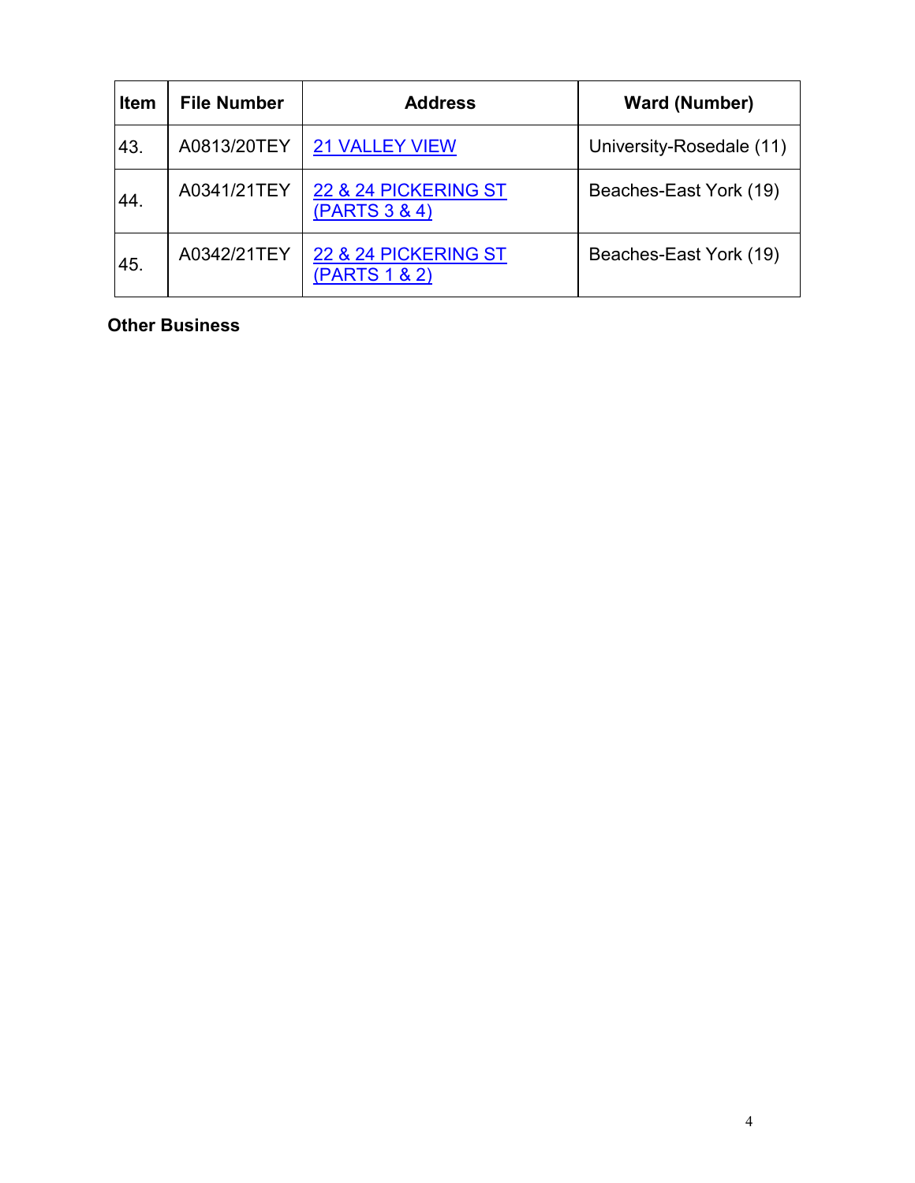| Item | File Number | Address | Ward (Number) |
|---|---|---|---|
| 43. | A0813/20TEY | 21 VALLEY VIEW | University-Rosedale (11) |
| 44. | A0341/21TEY | 22 & 24 PICKERING ST (PARTS 3 & 4) | Beaches-East York (19) |
| 45. | A0342/21TEY | 22 & 24 PICKERING ST (PARTS 1 & 2) | Beaches-East York (19) |

**Other Business**